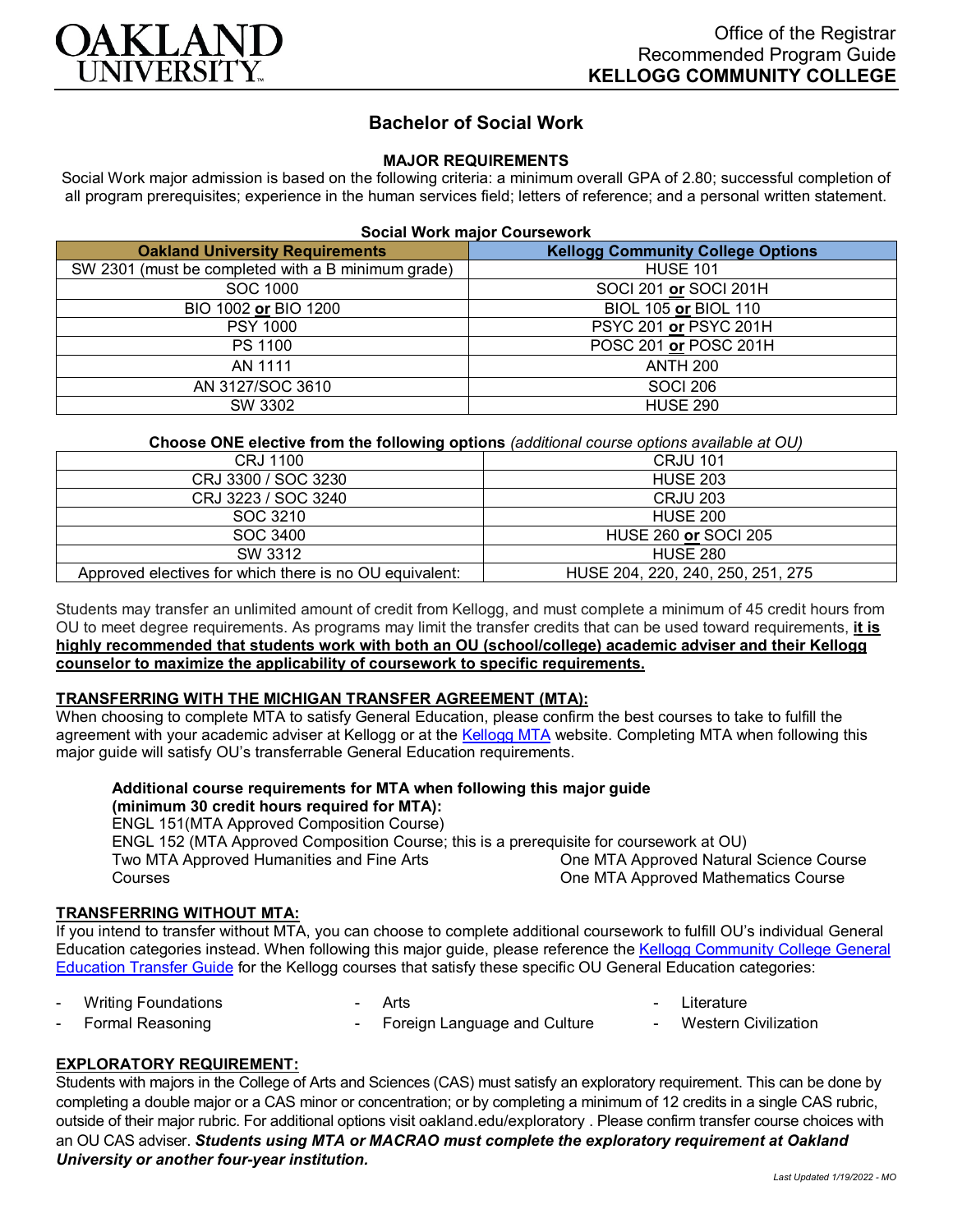Office of the Registrar
Recommended Program Guide
**KELLOGG COMMUNITY COLLEGE**

# Bachelor of Social Work

## MAJOR REQUIREMENTS

Social Work major admission is based on the following criteria: a minimum overall GPA of 2.80; successful completion of all program prerequisites; experience in the human services field; letters of reference; and a personal written statement.

**Social Work major Coursework**

| Oakland University Requirements | Kellogg Community College Options |
|---|---|
| SW 2301 (must be completed with a B minimum grade) | HUSE 101 |
| SOC 1000 | SOCI 201 **or** SOCI 201H |
| BIO 1002 **or** BIO 1200 | BIOL 105 **or** BIOL 110 |
| PSY 1000 | PSYC 201 **or** PSYC 201H |
| PS 1100 | POSC 201 **or** POSC 201H |
| AN 1111 | ANTH 200 |
| AN 3127/SOC 3610 | SOCI 206 |
| SW 3302 | HUSE 290 |

**Choose ONE elective from the following options** *(additional course options available at OU)*

| | |
|---|---|
| CRJ 1100 | CRJU 101 |
| CRJ 3300 / SOC 3230 | HUSE 203 |
| CRJ 3223 / SOC 3240 | CRJU 203 |
| SOC 3210 | HUSE 200 |
| SOC 3400 | HUSE 260 **or** SOCI 205 |
| SW 3312 | HUSE 280 |
| Approved electives for which there is no OU equivalent: | HUSE 204, 220, 240, 250, 251, 275 |

Students may transfer an unlimited amount of credit from Kellogg, and must complete a minimum of 45 credit hours from OU to meet degree requirements. As programs may limit the transfer credits that can be used toward requirements, **it is highly recommended that students work with both an OU (school/college) academic adviser and their Kellogg counselor to maximize the applicability of coursework to specific requirements.**

### TRANSFERRING WITH THE MICHIGAN TRANSFER AGREEMENT (MTA):

When choosing to complete MTA to satisfy General Education, please confirm the best courses to take to fulfill the agreement with your academic adviser at Kellogg or at the Kellogg MTA website. Completing MTA when following this major guide will satisfy OU's transferrable General Education requirements.

**Additional course requirements for MTA when following this major guide (minimum 30 credit hours required for MTA):**

ENGL 151(MTA Approved Composition Course)
ENGL 152 (MTA Approved Composition Course; this is a prerequisite for coursework at OU)
Two MTA Approved Humanities and Fine Arts Courses
One MTA Approved Natural Science Course
One MTA Approved Mathematics Course

### TRANSFERRING WITHOUT MTA:

If you intend to transfer without MTA, you can choose to complete additional coursework to fulfill OU's individual General Education categories instead. When following this major guide, please reference the Kellogg Community College General Education Transfer Guide for the Kellogg courses that satisfy these specific OU General Education categories:

- Writing Foundations
- Formal Reasoning
- Arts
- Foreign Language and Culture
- Literature
- Western Civilization

### EXPLORATORY REQUIREMENT:

Students with majors in the College of Arts and Sciences (CAS) must satisfy an exploratory requirement. This can be done by completing a double major or a CAS minor or concentration; or by completing a minimum of 12 credits in a single CAS rubric, outside of their major rubric. For additional options visit oakland.edu/exploratory . Please confirm transfer course choices with an OU CAS adviser. ***Students using MTA or MACRAO must complete the exploratory requirement at Oakland University or another four-year institution.***

*Last Updated 1/19/2022 - MO*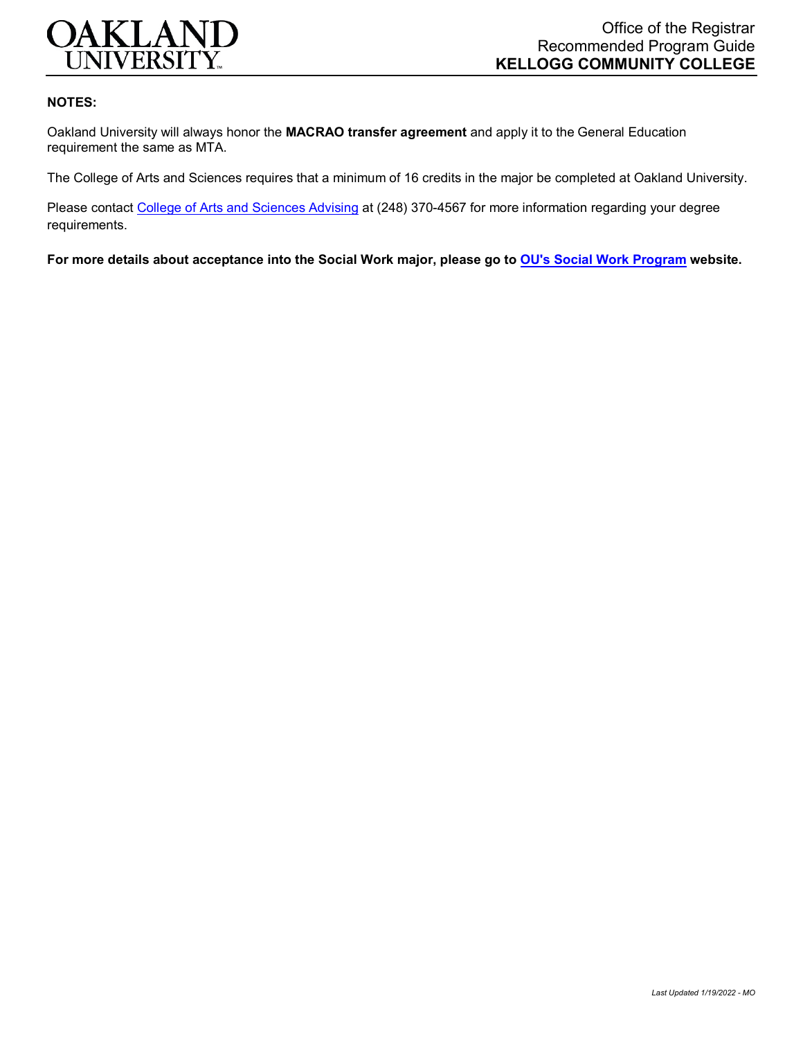**NOTES:**

Oakland University will always honor the **MACRAO transfer agreement** and apply it to the General Education requirement the same as MTA.

The College of Arts and Sciences requires that a minimum of 16 credits in the major be completed at Oakland University.

Please contact College of Arts and Sciences Advising at (248) 370-4567 for more information regarding your degree requirements.

**For more details about acceptance into the Social Work major, please go to OU's Social Work Program website.**

*Last Updated 1/19/2022 - MO*